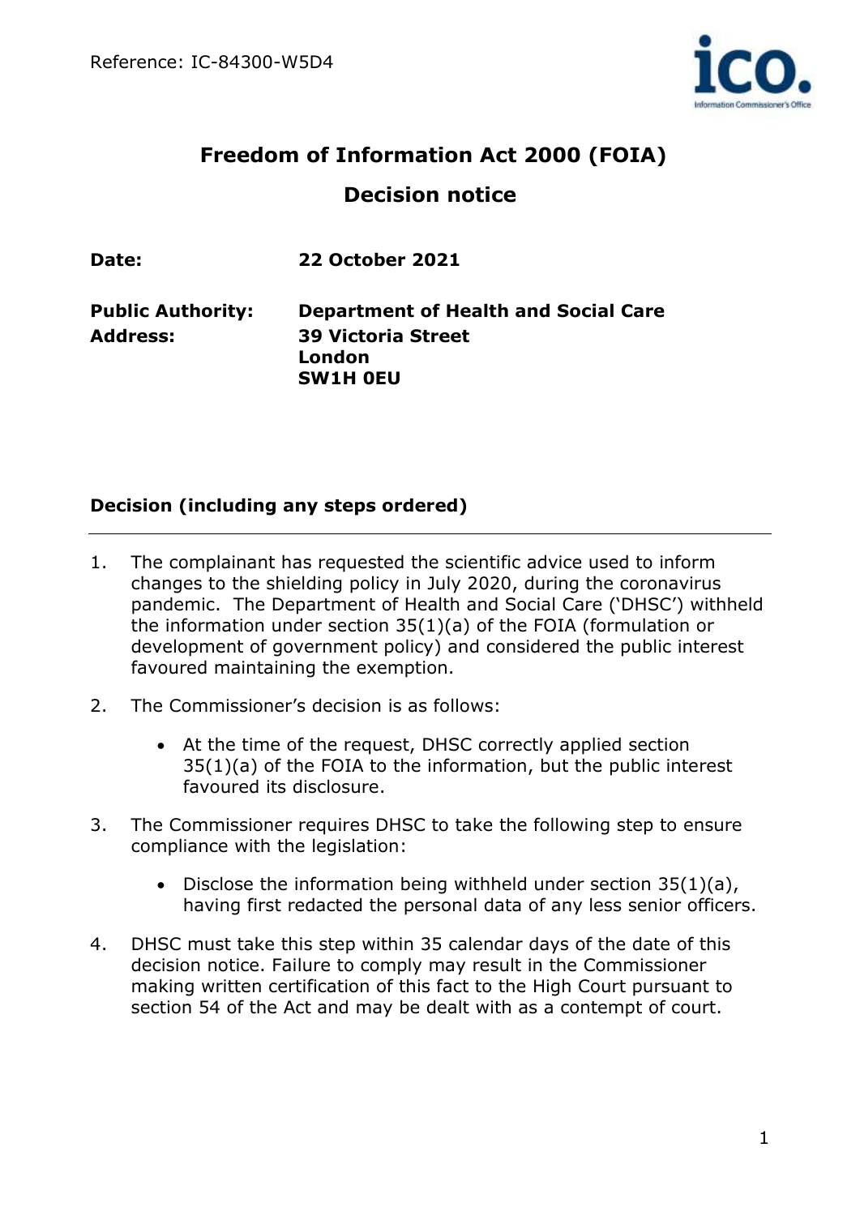Reference: IC-84300-W5D4

# Freedom of Information Act 2000 (FOIA)

## Decision notice

| | |
|---|---|
| **Date:** | **22 October 2021** |
| **Public Authority:** | **Department of Health and Social Care** |
| **Address:** | **39 Victoria Street London SW1H 0EU** |

### Decision (including any steps ordered)

1. The complainant has requested the scientific advice used to inform changes to the shielding policy in July 2020, during the coronavirus pandemic. The Department of Health and Social Care ('DHSC') withheld the information under section 35(1)(a) of the FOIA (formulation or development of government policy) and considered the public interest favoured maintaining the exemption.

2. The Commissioner's decision is as follows:

   - At the time of the request, DHSC correctly applied section 35(1)(a) of the FOIA to the information, but the public interest favoured its disclosure.

3. The Commissioner requires DHSC to take the following step to ensure compliance with the legislation:

   - Disclose the information being withheld under section 35(1)(a), having first redacted the personal data of any less senior officers.

4. DHSC must take this step within 35 calendar days of the date of this decision notice. Failure to comply may result in the Commissioner making written certification of this fact to the High Court pursuant to section 54 of the Act and may be dealt with as a contempt of court.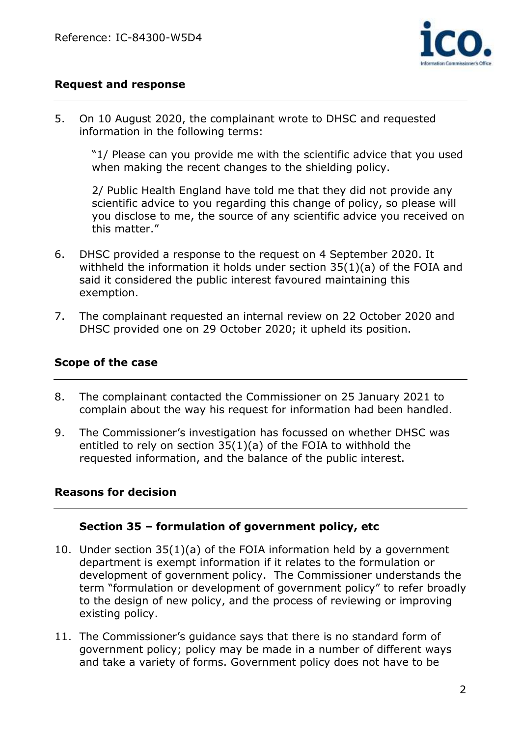## Request and response

5. On 10 August 2020, the complainant wrote to DHSC and requested information in the following terms:

   "1/ Please can you provide me with the scientific advice that you used when making the recent changes to the shielding policy.

   2/ Public Health England have told me that they did not provide any scientific advice to you regarding this change of policy, so please will you disclose to me, the source of any scientific advice you received on this matter."

6. DHSC provided a response to the request on 4 September 2020. It withheld the information it holds under section 35(1)(a) of the FOIA and said it considered the public interest favoured maintaining this exemption.

7. The complainant requested an internal review on 22 October 2020 and DHSC provided one on 29 October 2020; it upheld its position.

## Scope of the case

8. The complainant contacted the Commissioner on 25 January 2021 to complain about the way his request for information had been handled.

9. The Commissioner's investigation has focussed on whether DHSC was entitled to rely on section 35(1)(a) of the FOIA to withhold the requested information, and the balance of the public interest.

## Reasons for decision

### Section 35 – formulation of government policy, etc

10. Under section 35(1)(a) of the FOIA information held by a government department is exempt information if it relates to the formulation or development of government policy. The Commissioner understands the term "formulation or development of government policy" to refer broadly to the design of new policy, and the process of reviewing or improving existing policy.

11. The Commissioner's guidance says that there is no standard form of government policy; policy may be made in a number of different ways and take a variety of forms. Government policy does not have to be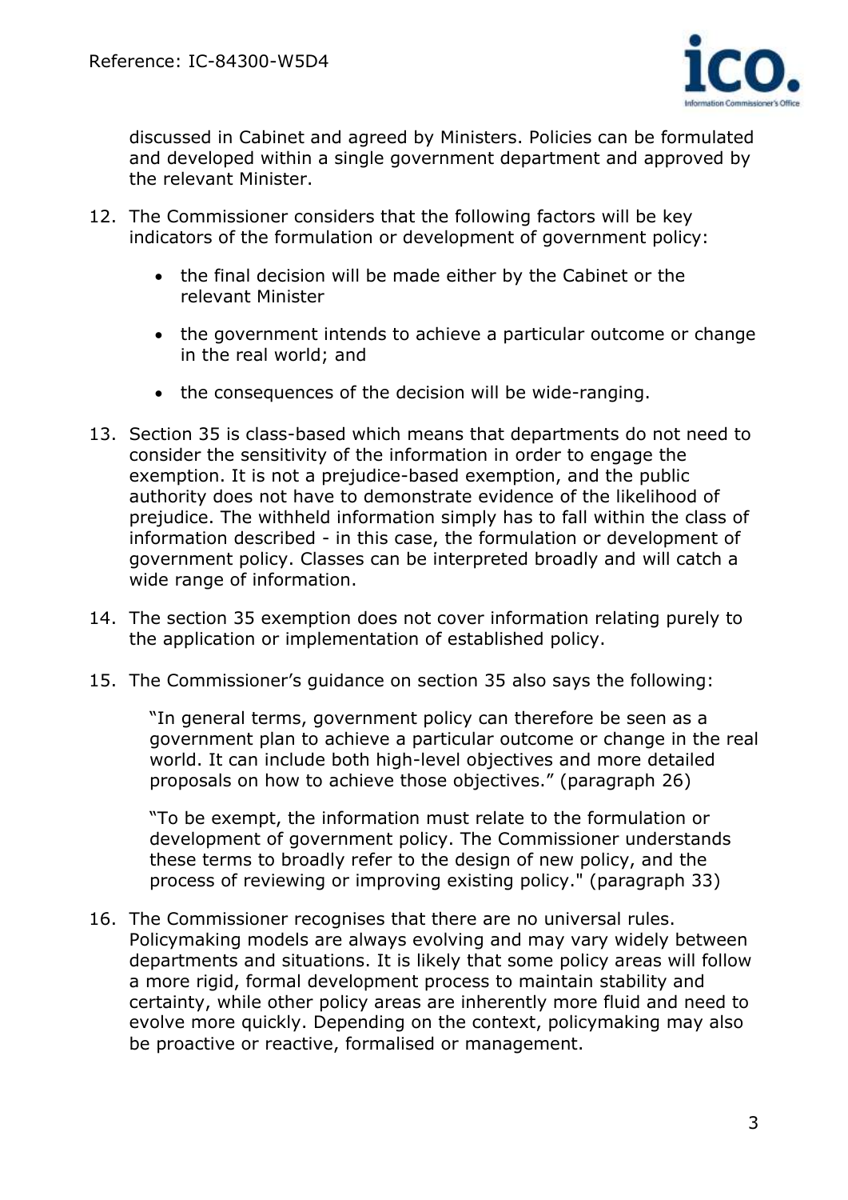discussed in Cabinet and agreed by Ministers. Policies can be formulated and developed within a single government department and approved by the relevant Minister.

12. The Commissioner considers that the following factors will be key indicators of the formulation or development of government policy:

    - the final decision will be made either by the Cabinet or the relevant Minister
    - the government intends to achieve a particular outcome or change in the real world; and
    - the consequences of the decision will be wide-ranging.

13. Section 35 is class-based which means that departments do not need to consider the sensitivity of the information in order to engage the exemption. It is not a prejudice-based exemption, and the public authority does not have to demonstrate evidence of the likelihood of prejudice. The withheld information simply has to fall within the class of information described - in this case, the formulation or development of government policy. Classes can be interpreted broadly and will catch a wide range of information.

14. The section 35 exemption does not cover information relating purely to the application or implementation of established policy.

15. The Commissioner's guidance on section 35 also says the following:

    "In general terms, government policy can therefore be seen as a government plan to achieve a particular outcome or change in the real world. It can include both high-level objectives and more detailed proposals on how to achieve those objectives." (paragraph 26)

    "To be exempt, the information must relate to the formulation or development of government policy. The Commissioner understands these terms to broadly refer to the design of new policy, and the process of reviewing or improving existing policy." (paragraph 33)

16. The Commissioner recognises that there are no universal rules. Policymaking models are always evolving and may vary widely between departments and situations. It is likely that some policy areas will follow a more rigid, formal development process to maintain stability and certainty, while other policy areas are inherently more fluid and need to evolve more quickly. Depending on the context, policymaking may also be proactive or reactive, formalised or management.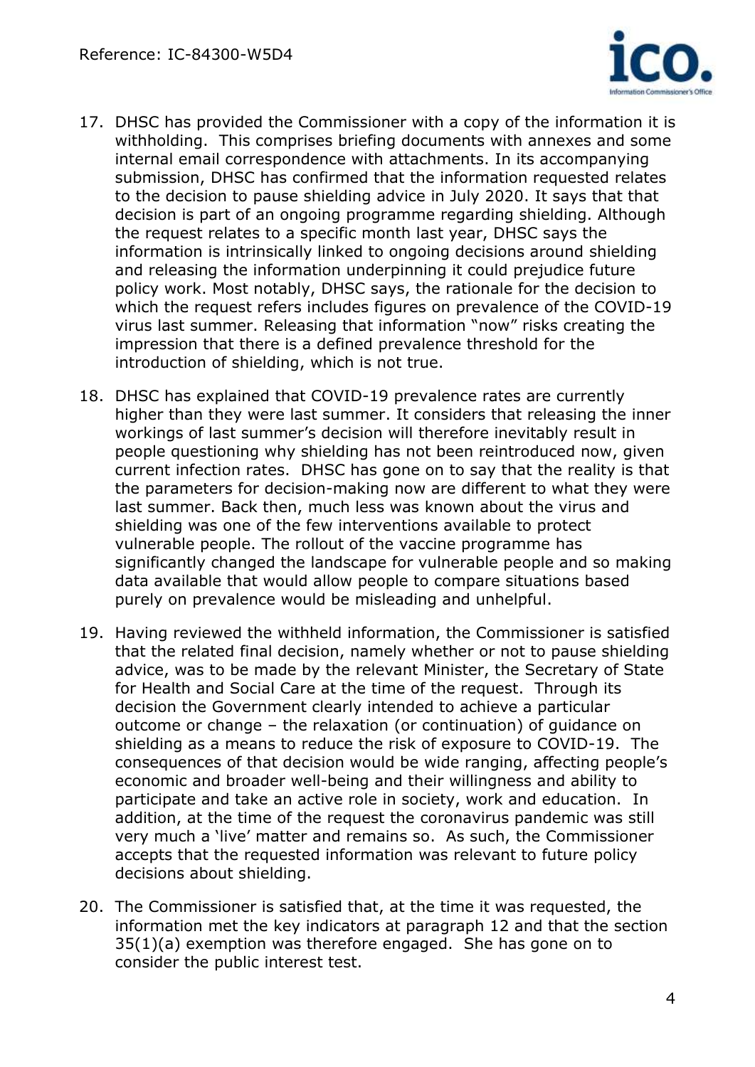17. DHSC has provided the Commissioner with a copy of the information it is withholding. This comprises briefing documents with annexes and some internal email correspondence with attachments. In its accompanying submission, DHSC has confirmed that the information requested relates to the decision to pause shielding advice in July 2020. It says that that decision is part of an ongoing programme regarding shielding. Although the request relates to a specific month last year, DHSC says the information is intrinsically linked to ongoing decisions around shielding and releasing the information underpinning it could prejudice future policy work. Most notably, DHSC says, the rationale for the decision to which the request refers includes figures on prevalence of the COVID-19 virus last summer. Releasing that information "now" risks creating the impression that there is a defined prevalence threshold for the introduction of shielding, which is not true.

18. DHSC has explained that COVID-19 prevalence rates are currently higher than they were last summer. It considers that releasing the inner workings of last summer's decision will therefore inevitably result in people questioning why shielding has not been reintroduced now, given current infection rates. DHSC has gone on to say that the reality is that the parameters for decision-making now are different to what they were last summer. Back then, much less was known about the virus and shielding was one of the few interventions available to protect vulnerable people. The rollout of the vaccine programme has significantly changed the landscape for vulnerable people and so making data available that would allow people to compare situations based purely on prevalence would be misleading and unhelpful.

19. Having reviewed the withheld information, the Commissioner is satisfied that the related final decision, namely whether or not to pause shielding advice, was to be made by the relevant Minister, the Secretary of State for Health and Social Care at the time of the request. Through its decision the Government clearly intended to achieve a particular outcome or change – the relaxation (or continuation) of guidance on shielding as a means to reduce the risk of exposure to COVID-19. The consequences of that decision would be wide ranging, affecting people's economic and broader well-being and their willingness and ability to participate and take an active role in society, work and education. In addition, at the time of the request the coronavirus pandemic was still very much a 'live' matter and remains so. As such, the Commissioner accepts that the requested information was relevant to future policy decisions about shielding.

20. The Commissioner is satisfied that, at the time it was requested, the information met the key indicators at paragraph 12 and that the section 35(1)(a) exemption was therefore engaged. She has gone on to consider the public interest test.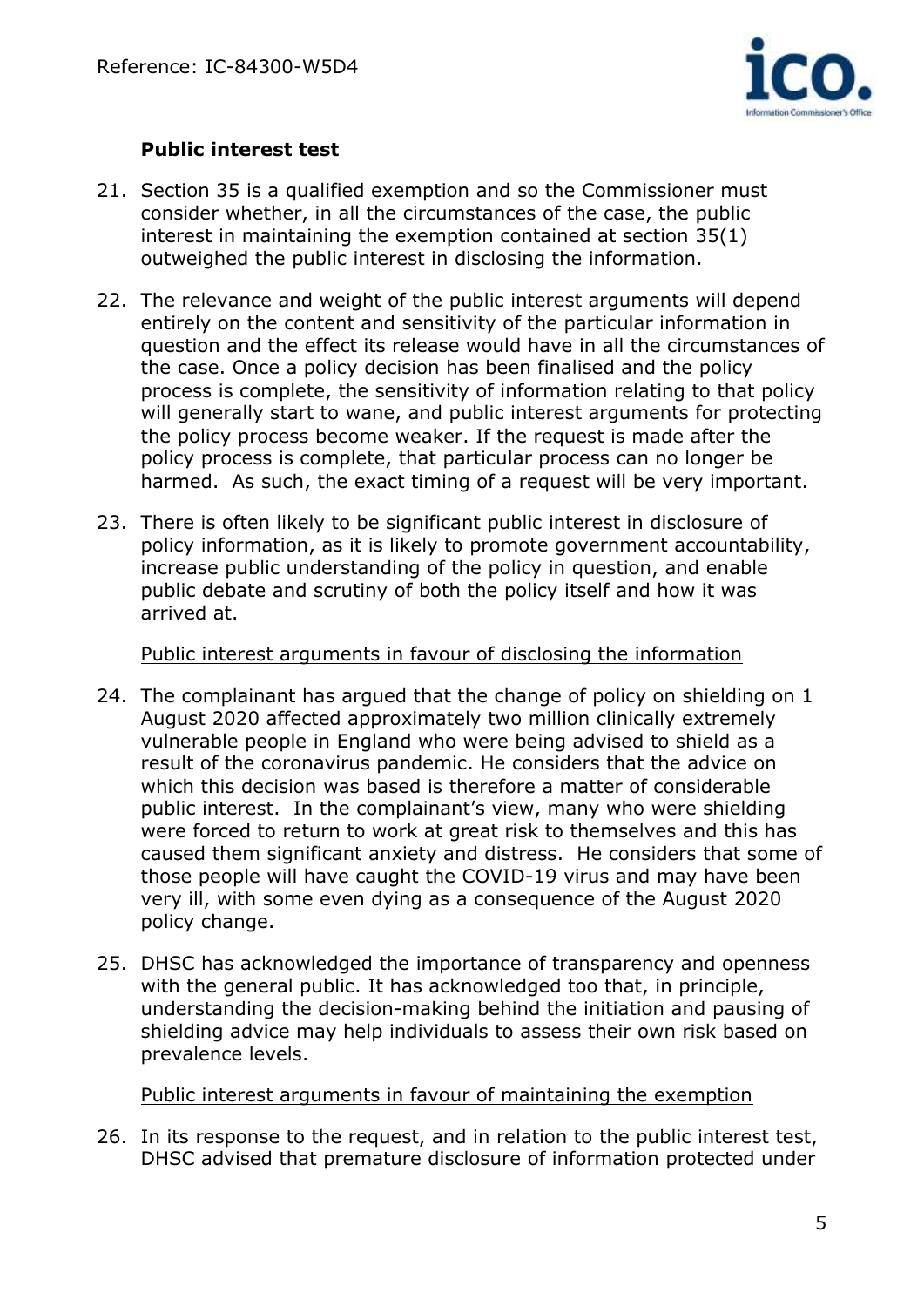### Public interest test

21. Section 35 is a qualified exemption and so the Commissioner must consider whether, in all the circumstances of the case, the public interest in maintaining the exemption contained at section 35(1) outweighed the public interest in disclosing the information.

22. The relevance and weight of the public interest arguments will depend entirely on the content and sensitivity of the particular information in question and the effect its release would have in all the circumstances of the case. Once a policy decision has been finalised and the policy process is complete, the sensitivity of information relating to that policy will generally start to wane, and public interest arguments for protecting the policy process become weaker. If the request is made after the policy process is complete, that particular process can no longer be harmed. As such, the exact timing of a request will be very important.

23. There is often likely to be significant public interest in disclosure of policy information, as it is likely to promote government accountability, increase public understanding of the policy in question, and enable public debate and scrutiny of both the policy itself and how it was arrived at.

<u>Public interest arguments in favour of disclosing the information</u>

24. The complainant has argued that the change of policy on shielding on 1 August 2020 affected approximately two million clinically extremely vulnerable people in England who were being advised to shield as a result of the coronavirus pandemic. He considers that the advice on which this decision was based is therefore a matter of considerable public interest. In the complainant's view, many who were shielding were forced to return to work at great risk to themselves and this has caused them significant anxiety and distress. He considers that some of those people will have caught the COVID-19 virus and may have been very ill, with some even dying as a consequence of the August 2020 policy change.

25. DHSC has acknowledged the importance of transparency and openness with the general public. It has acknowledged too that, in principle, understanding the decision-making behind the initiation and pausing of shielding advice may help individuals to assess their own risk based on prevalence levels.

<u>Public interest arguments in favour of maintaining the exemption</u>

26. In its response to the request, and in relation to the public interest test, DHSC advised that premature disclosure of information protected under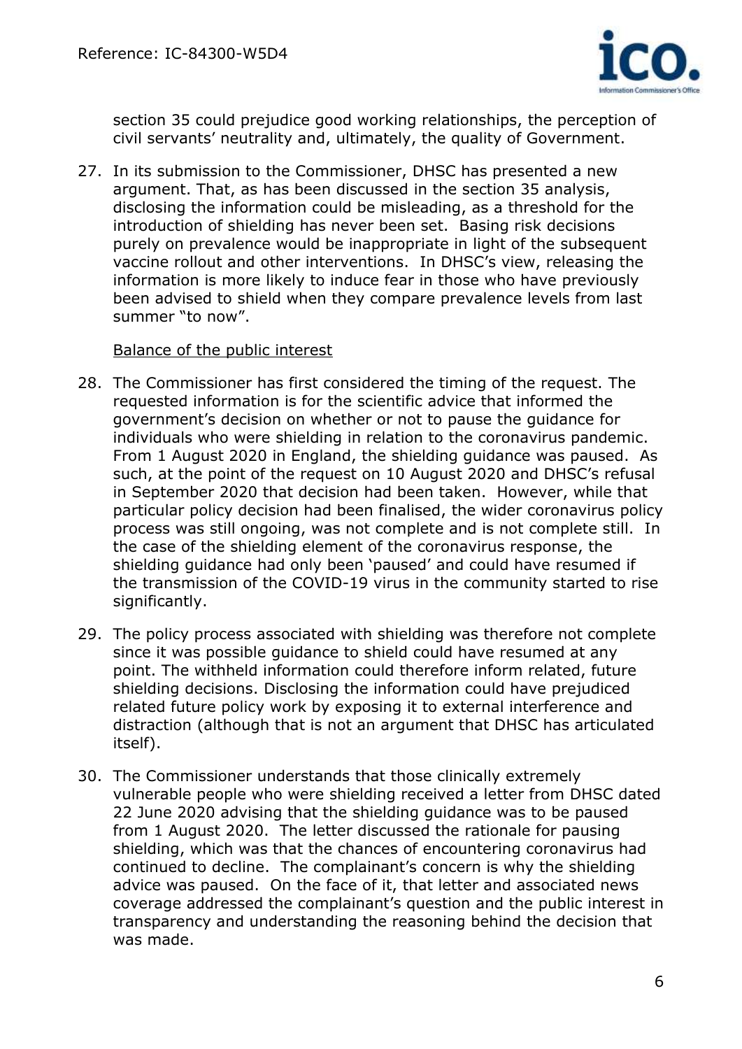section 35 could prejudice good working relationships, the perception of civil servants' neutrality and, ultimately, the quality of Government.

27. In its submission to the Commissioner, DHSC has presented a new argument. That, as has been discussed in the section 35 analysis, disclosing the information could be misleading, as a threshold for the introduction of shielding has never been set. Basing risk decisions purely on prevalence would be inappropriate in light of the subsequent vaccine rollout and other interventions. In DHSC's view, releasing the information is more likely to induce fear in those who have previously been advised to shield when they compare prevalence levels from last summer "to now".

<u>Balance of the public interest</u>

28. The Commissioner has first considered the timing of the request. The requested information is for the scientific advice that informed the government's decision on whether or not to pause the guidance for individuals who were shielding in relation to the coronavirus pandemic. From 1 August 2020 in England, the shielding guidance was paused. As such, at the point of the request on 10 August 2020 and DHSC's refusal in September 2020 that decision had been taken. However, while that particular policy decision had been finalised, the wider coronavirus policy process was still ongoing, was not complete and is not complete still. In the case of the shielding element of the coronavirus response, the shielding guidance had only been 'paused' and could have resumed if the transmission of the COVID-19 virus in the community started to rise significantly.

29. The policy process associated with shielding was therefore not complete since it was possible guidance to shield could have resumed at any point. The withheld information could therefore inform related, future shielding decisions. Disclosing the information could have prejudiced related future policy work by exposing it to external interference and distraction (although that is not an argument that DHSC has articulated itself).

30. The Commissioner understands that those clinically extremely vulnerable people who were shielding received a letter from DHSC dated 22 June 2020 advising that the shielding guidance was to be paused from 1 August 2020. The letter discussed the rationale for pausing shielding, which was that the chances of encountering coronavirus had continued to decline. The complainant's concern is why the shielding advice was paused. On the face of it, that letter and associated news coverage addressed the complainant's question and the public interest in transparency and understanding the reasoning behind the decision that was made.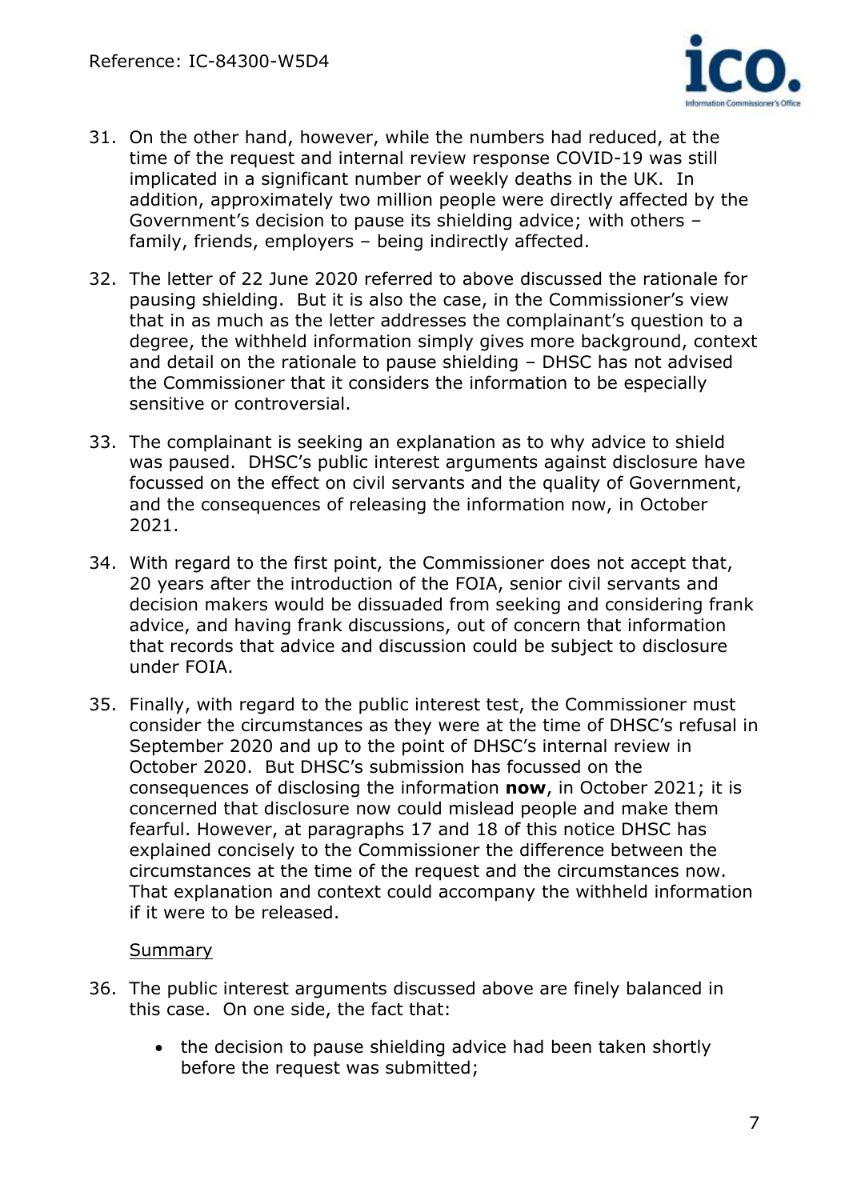31. On the other hand, however, while the numbers had reduced, at the time of the request and internal review response COVID-19 was still implicated in a significant number of weekly deaths in the UK. In addition, approximately two million people were directly affected by the Government's decision to pause its shielding advice; with others – family, friends, employers – being indirectly affected.

32. The letter of 22 June 2020 referred to above discussed the rationale for pausing shielding. But it is also the case, in the Commissioner's view that in as much as the letter addresses the complainant's question to a degree, the withheld information simply gives more background, context and detail on the rationale to pause shielding – DHSC has not advised the Commissioner that it considers the information to be especially sensitive or controversial.

33. The complainant is seeking an explanation as to why advice to shield was paused. DHSC's public interest arguments against disclosure have focussed on the effect on civil servants and the quality of Government, and the consequences of releasing the information now, in October 2021.

34. With regard to the first point, the Commissioner does not accept that, 20 years after the introduction of the FOIA, senior civil servants and decision makers would be dissuaded from seeking and considering frank advice, and having frank discussions, out of concern that information that records that advice and discussion could be subject to disclosure under FOIA.

35. Finally, with regard to the public interest test, the Commissioner must consider the circumstances as they were at the time of DHSC's refusal in September 2020 and up to the point of DHSC's internal review in October 2020. But DHSC's submission has focussed on the consequences of disclosing the information **now**, in October 2021; it is concerned that disclosure now could mislead people and make them fearful. However, at paragraphs 17 and 18 of this notice DHSC has explained concisely to the Commissioner the difference between the circumstances at the time of the request and the circumstances now. That explanation and context could accompany the withheld information if it were to be released.

Summary

36. The public interest arguments discussed above are finely balanced in this case. On one side, the fact that:

   - the decision to pause shielding advice had been taken shortly before the request was submitted;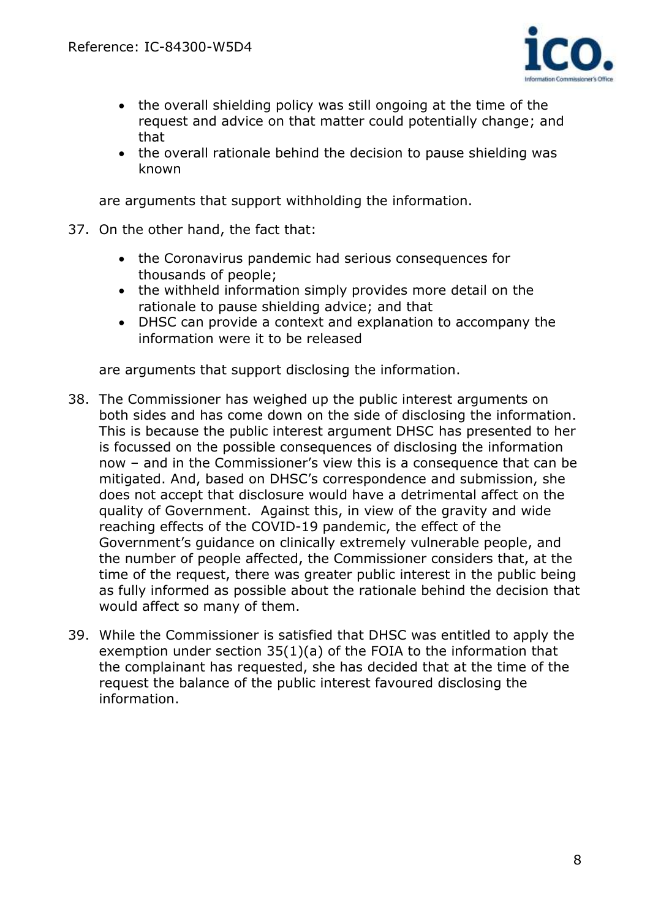- the overall shielding policy was still ongoing at the time of the request and advice on that matter could potentially change; and that
- the overall rationale behind the decision to pause shielding was known

are arguments that support withholding the information.

37. On the other hand, the fact that:

    - the Coronavirus pandemic had serious consequences for thousands of people;
    - the withheld information simply provides more detail on the rationale to pause shielding advice; and that
    - DHSC can provide a context and explanation to accompany the information were it to be released

    are arguments that support disclosing the information.

38. The Commissioner has weighed up the public interest arguments on both sides and has come down on the side of disclosing the information. This is because the public interest argument DHSC has presented to her is focussed on the possible consequences of disclosing the information now – and in the Commissioner's view this is a consequence that can be mitigated. And, based on DHSC's correspondence and submission, she does not accept that disclosure would have a detrimental affect on the quality of Government. Against this, in view of the gravity and wide reaching effects of the COVID-19 pandemic, the effect of the Government's guidance on clinically extremely vulnerable people, and the number of people affected, the Commissioner considers that, at the time of the request, there was greater public interest in the public being as fully informed as possible about the rationale behind the decision that would affect so many of them.

39. While the Commissioner is satisfied that DHSC was entitled to apply the exemption under section 35(1)(a) of the FOIA to the information that the complainant has requested, she has decided that at the time of the request the balance of the public interest favoured disclosing the information.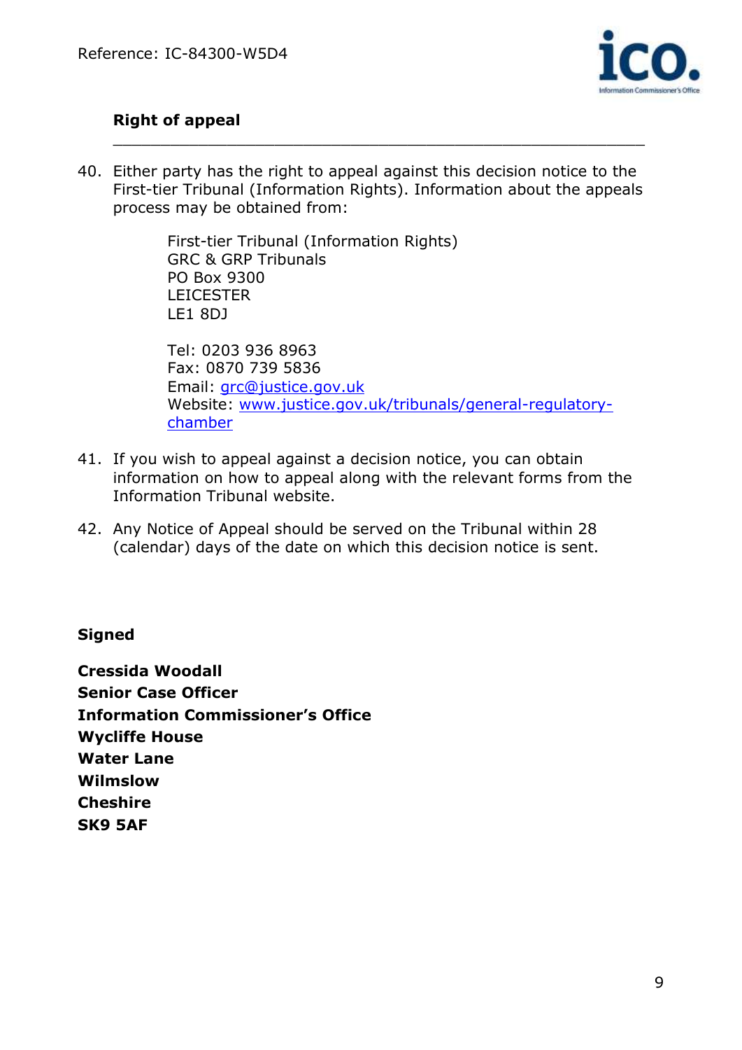## Right of appeal

40. Either party has the right to appeal against this decision notice to the First-tier Tribunal (Information Rights). Information about the appeals process may be obtained from:

    First-tier Tribunal (Information Rights)
    GRC & GRP Tribunals
    PO Box 9300
    LEICESTER
    LE1 8DJ

    Tel: 0203 936 8963
    Fax: 0870 739 5836
    Email: grc@justice.gov.uk
    Website: www.justice.gov.uk/tribunals/general-regulatory-chamber

41. If you wish to appeal against a decision notice, you can obtain information on how to appeal along with the relevant forms from the Information Tribunal website.

42. Any Notice of Appeal should be served on the Tribunal within 28 (calendar) days of the date on which this decision notice is sent.

**Signed**

**Cressida Woodall**
**Senior Case Officer**
**Information Commissioner's Office**
**Wycliffe House**
**Water Lane**
**Wilmslow**
**Cheshire**
**SK9 5AF**